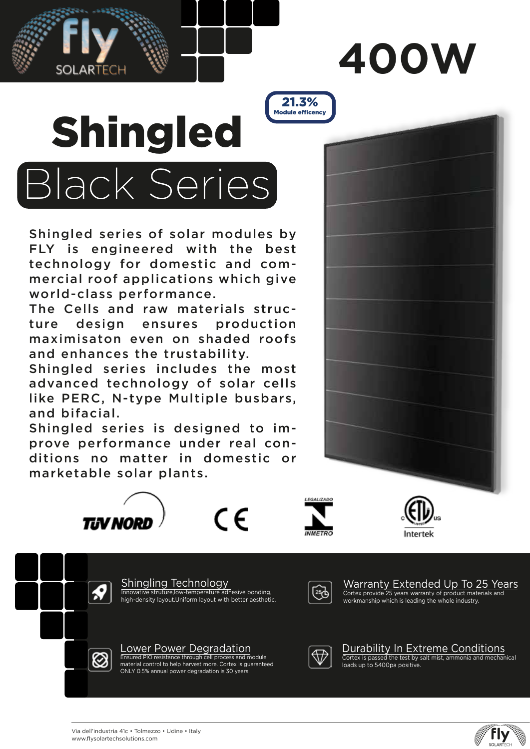# 400W

**21.3%**
**Module efficency**

# Shingled

## Black Series

Shingled series of solar modules by FLY is engineered with the best technology for domestic and commercial roof applications which give world-class performance.
The Cells and raw materials structure design ensures production maximisaton even on shaded roofs and enhances the trustability.
Shingled series includes the most advanced technology of solar cells like PERC, N-type Multiple busbars, and bifacial.
Shingled series is designed to improve performance under real conditions no matter in domestic or marketable solar plants.

TÜV NORD · CE · LEGALIZADO INMETRO · ETL Intertek

### Shingling Technology

Innovative struture,low-temperature adhesive bonding, high-density layout.Uniform layout with better aesthetic.

### Warranty Extended Up To 25 Years

Cortex provide 25 years warranty of product materials and workmanship which is leading the whole industry.

### Lower Power Degradation

Ensured PIO resistance through cell process and module material control to help harvest more. Cortex is guaranteed ONLY 0.5% annual power degradation is 30 years.

### Durability In Extreme Conditions

Cortex is passed the test by salt mist, ammonia and mechanical loads up to 5400pa positive.

Via dell'industria 41c • Tolmezzo • Udine • Italy
www.flysolartechsolutions.com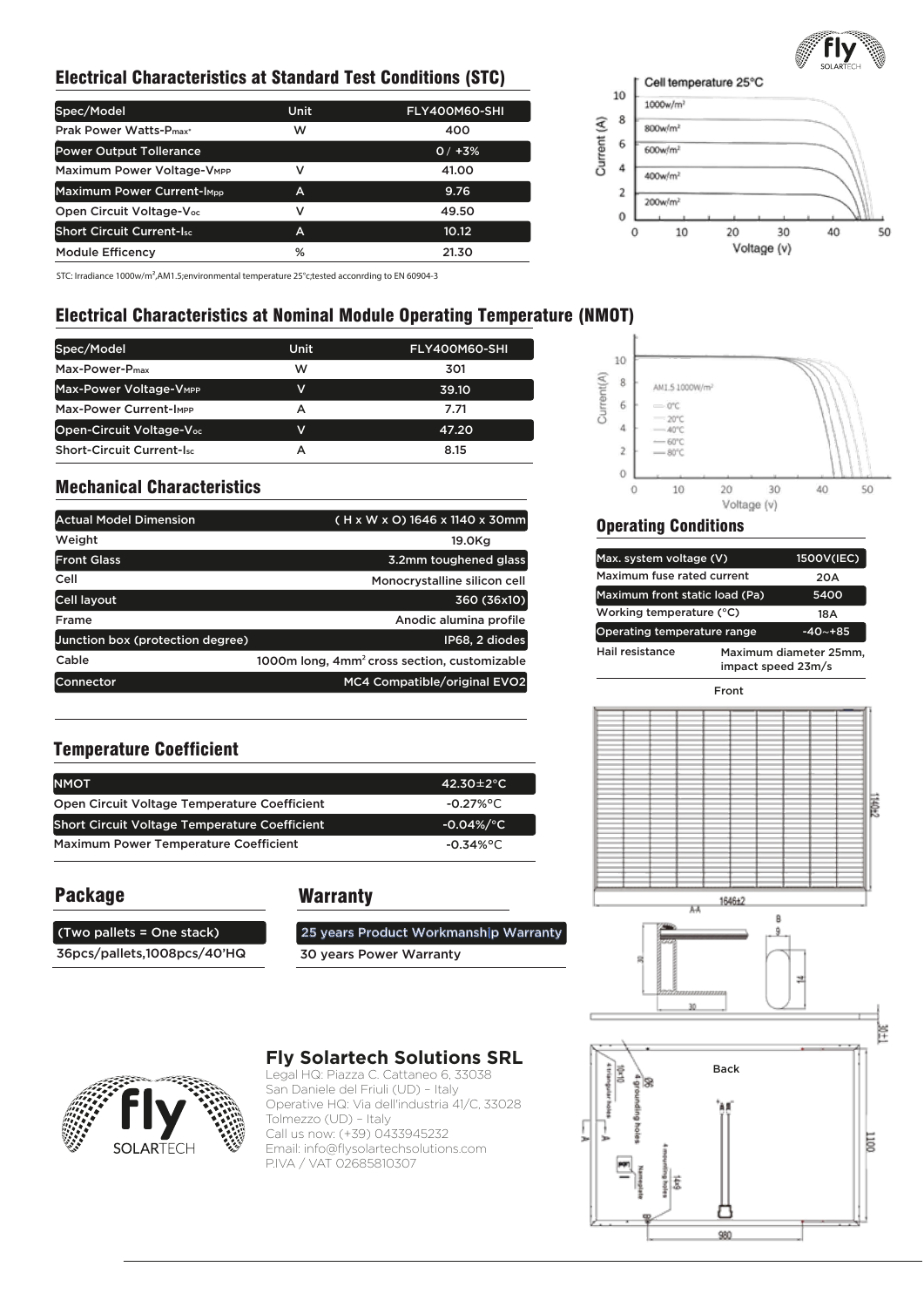## Electrical Characteristics at Standard Test Conditions (STC)

| Spec/Model | Unit | FLY400M60-SHI |
|---|---|---|
| Prak Power Watts-$P_{max^*}$ | W | 400 |
| Power Output Tollerance | | 0 / +3% |
| Maximum Power Voltage-$V_{MPP}$ | V | 41.00 |
| Maximum Power Current-$I_{Mpp}$ | A | 9.76 |
| Open Circuit Voltage-$V_{oc}$ | V | 49.50 |
| Short Circuit Current-$I_{sc}$ | A | 10.12 |
| Module Efficency | % | 21.30 |

STC: Irradiance 1000w/m², AM1.5; environmental temperature 25°c; tested acconrding to EN 60904-3

Cell temperature 25°C
1000w/m²
800w/m²
600w/m²
400w/m²
200w/m²
Current (A)
Voltage (v)
0 10 20 30 40 50

## Electrical Characteristics at Nominal Module Operating Temperature (NMOT)

| Spec/Model | Unit | FLY400M60-SHI |
|---|---|---|
| Max-Power-$P_{max}$ | W | 301 |
| Max-Power Voltage-$V_{MPP}$ | V | 39.10 |
| Max-Power Current-$I_{MPP}$ | A | 7.71 |
| Open-Circuit Voltage-$V_{oc}$ | V | 47.20 |
| Short-Circuit Current-$I_{sc}$ | A | 8.15 |

AM1.5 1000W/m²
0°C
20°C
40°C
60°C
80°C
Current(A)
Voltage (v)
0 10 20 30 40 50

## Mechanical Characteristics

| | |
|---|---|
| Actual Model Dimension | ( H x W x O) 1646 x 1140 x 30mm |
| Weight | 19.0Kg |
| Front Glass | 3.2mm toughened glass |
| Cell | Monocrystalline silicon cell |
| Cell layout | 360 (36x10) |
| Frame | Anodic alumina profile |
| Junction box (protection degree) | IP68, 2 diodes |
| Cable | 1000m long, 4mm² cross section, customizable |
| Connector | MC4 Compatible/original EVO2 |

## Operating Conditions

| | |
|---|---|
| Max. system voltage (V) | 1500V(IEC) |
| Maximum fuse rated current | 20A |
| Maximum front static load (Pa) | 5400 |
| Working temperature (°C) | 18A |
| Operating temperature range | -40~+85 |
| Hail resistance | Maximum diameter 25mm, impact speed 23m/s |

## Temperature Coefficient

| | |
|---|---|
| NMOT | 42.30±2°C |
| Open Circuit Voltage Temperature Coefficient | -0.27%°C |
| Short Circuit Voltage Temperature Coefficient | -0.04%/°C |
| Maximum Power Temperature Coefficient | -0.34%°C |

## Package

(Two pallets = One stack)
36pcs/pallets,1008pcs/40'HQ

## Warranty

25 years Product Workmanship Warranty
30 years Power Warranty

Front
1140±2
1646±2
A-A
B
9
30
14
30±1
Back
4 grounding holes
4 mounting holes
Nameplate
1100
980

**Fly Solartech Solutions SRL**
Legal HQ: Piazza C. Cattaneo 6, 33038
San Daniele del Friuli (UD) – Italy
Operative HQ: Via dell'industria 41/C, 33028
Tolmezzo (UD) – Italy
Call us now: (+39) 0433945232
Email: info@flysolartechsolutions.com
P.IVA / VAT 02685810307